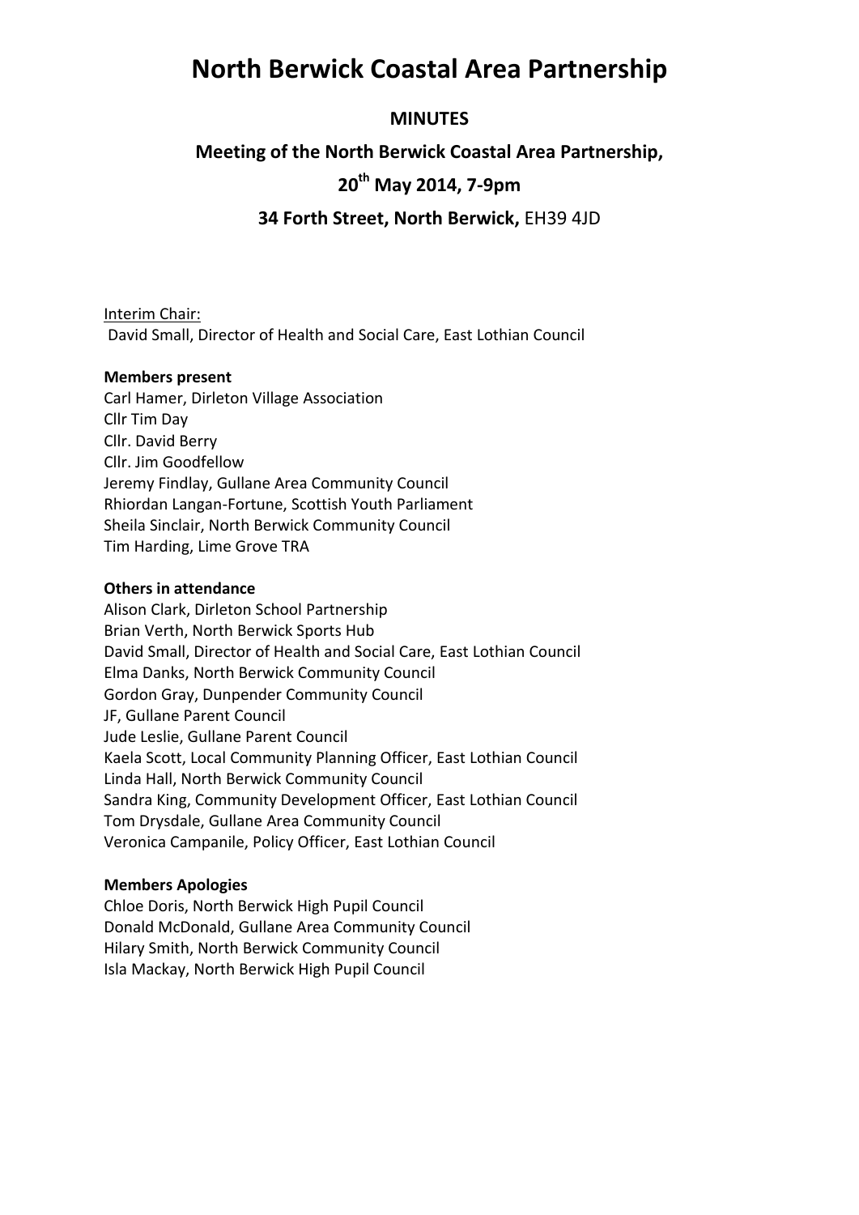# North Berwick Coastal Area Partnership

## MINUTES

## Meeting of the North Berwick Coastal Area Partnership,

## 20th May 2014, 7-9pm

## 34 Forth Street, North Berwick, EH39 4JD

Interim Chair:
David Small, Director of Health and Social Care, East Lothian Council

**Members present**

Carl Hamer, Dirleton Village Association
Cllr Tim Day
Cllr. David Berry
Cllr. Jim Goodfellow
Jeremy Findlay, Gullane Area Community Council
Rhiordan Langan-Fortune, Scottish Youth Parliament
Sheila Sinclair, North Berwick Community Council
Tim Harding, Lime Grove TRA

**Others in attendance**

Alison Clark, Dirleton School Partnership
Brian Verth, North Berwick Sports Hub
David Small, Director of Health and Social Care, East Lothian Council
Elma Danks, North Berwick Community Council
Gordon Gray, Dunpender Community Council
JF, Gullane Parent Council
Jude Leslie, Gullane Parent Council
Kaela Scott, Local Community Planning Officer, East Lothian Council
Linda Hall, North Berwick Community Council
Sandra King, Community Development Officer, East Lothian Council
Tom Drysdale, Gullane Area Community Council
Veronica Campanile, Policy Officer, East Lothian Council

**Members Apologies**

Chloe Doris, North Berwick High Pupil Council
Donald McDonald, Gullane Area Community Council
Hilary Smith, North Berwick Community Council
Isla Mackay, North Berwick High Pupil Council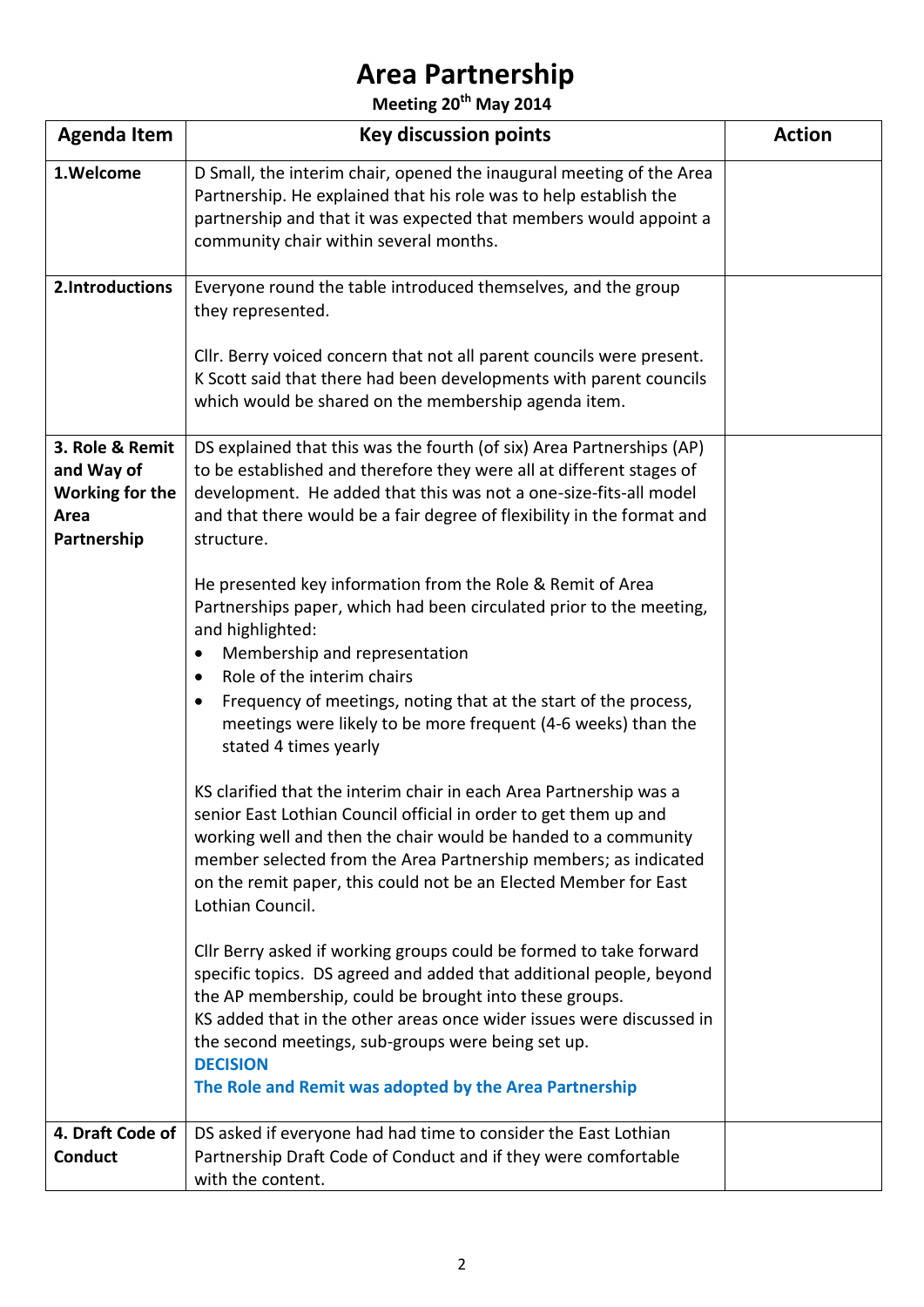# Area Partnership

**Meeting 20th May 2014**

| Agenda Item | Key discussion points | Action |
|---|---|---|
| **1.Welcome** | D Small, the interim chair, opened the inaugural meeting of the Area Partnership. He explained that his role was to help establish the partnership and that it was expected that members would appoint a community chair within several months. | |
| **2.Introductions** | Everyone round the table introduced themselves, and the group they represented.<br><br>Cllr. Berry voiced concern that not all parent councils were present. K Scott said that there had been developments with parent councils which would be shared on the membership agenda item. | |
| **3. Role & Remit and Way of Working for the Area Partnership** | DS explained that this was the fourth (of six) Area Partnerships (AP) to be established and therefore they were all at different stages of development. He added that this was not a one-size-fits-all model and that there would be a fair degree of flexibility in the format and structure.<br><br>He presented key information from the Role & Remit of Area Partnerships paper, which had been circulated prior to the meeting, and highlighted:<br>• Membership and representation<br>• Role of the interim chairs<br>• Frequency of meetings, noting that at the start of the process, meetings were likely to be more frequent (4-6 weeks) than the stated 4 times yearly<br><br>KS clarified that the interim chair in each Area Partnership was a senior East Lothian Council official in order to get them up and working well and then the chair would be handed to a community member selected from the Area Partnership members; as indicated on the remit paper, this could not be an Elected Member for East Lothian Council.<br><br>Cllr Berry asked if working groups could be formed to take forward specific topics. DS agreed and added that additional people, beyond the AP membership, could be brought into these groups.<br>KS added that in the other areas once wider issues were discussed in the second meetings, sub-groups were being set up.<br>**DECISION**<br>**The Role and Remit was adopted by the Area Partnership** | |
| **4. Draft Code of Conduct** | DS asked if everyone had had time to consider the East Lothian Partnership Draft Code of Conduct and if they were comfortable with the content. | |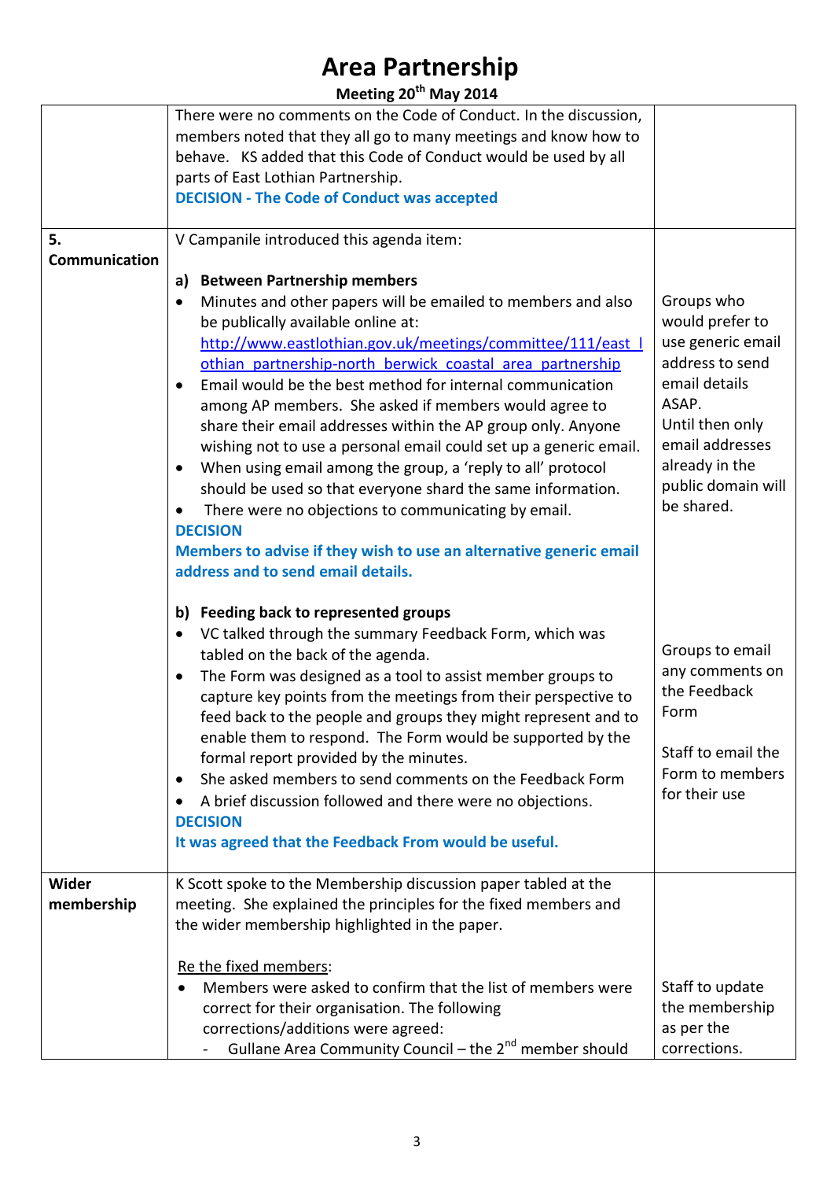# Area Partnership

**Meeting 20th May 2014**

| | | |
|---|---|---|
| | There were no comments on the Code of Conduct. In the discussion, members noted that they all go to many meetings and know how to behave. KS added that this Code of Conduct would be used by all parts of East Lothian Partnership.<br>**DECISION - The Code of Conduct was accepted** | |
| **5. Communication** | V Campanile introduced this agenda item:<br><br>**a) Between Partnership members**<br>• Minutes and other papers will be emailed to members and also be publically available online at: http://www.eastlothian.gov.uk/meetings/committee/111/east_lothian_partnership-north_berwick_coastal_area_partnership<br>• Email would be the best method for internal communication among AP members. She asked if members would agree to share their email addresses within the AP group only. Anyone wishing not to use a personal email could set up a generic email.<br>• When using email among the group, a 'reply to all' protocol should be used so that everyone shard the same information.<br>• There were no objections to communicating by email.<br>**DECISION**<br>**Members to advise if they wish to use an alternative generic email address and to send email details.**<br><br>**b) Feeding back to represented groups**<br>• VC talked through the summary Feedback Form, which was tabled on the back of the agenda.<br>• The Form was designed as a tool to assist member groups to capture key points from the meetings from their perspective to feed back to the people and groups they might represent and to enable them to respond. The Form would be supported by the formal report provided by the minutes.<br>• She asked members to send comments on the Feedback Form<br>• A brief discussion followed and there were no objections.<br>**DECISION**<br>**It was agreed that the Feedback From would be useful.** | Groups who would prefer to use generic email address to send email details ASAP.<br>Until then only email addresses already in the public domain will be shared.<br><br>Groups to email any comments on the Feedback Form<br><br>Staff to email the Form to members for their use |
| **Wider membership** | K Scott spoke to the Membership discussion paper tabled at the meeting. She explained the principles for the fixed members and the wider membership highlighted in the paper.<br><br><u>Re the fixed members</u>:<br>• Members were asked to confirm that the list of members were correct for their organisation. The following corrections/additions were agreed:<br>&nbsp;&nbsp;- Gullane Area Community Council – the 2nd member should | Staff to update the membership as per the corrections. |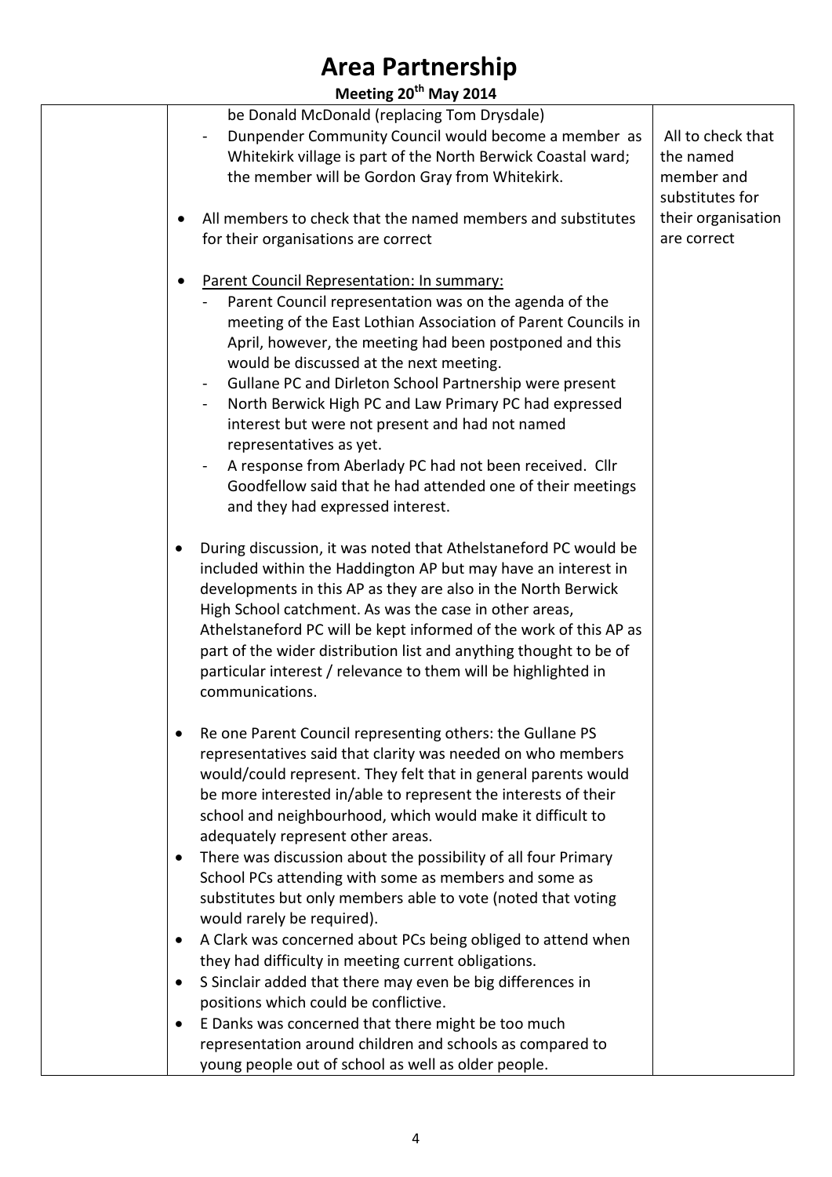# Area Partnership

**Meeting 20th May 2014**

| | | |
|---|---|---|
| | be Donald McDonald (replacing Tom Drysdale)<br>- Dunpender Community Council would become a member as Whitekirk village is part of the North Berwick Coastal ward; the member will be Gordon Gray from Whitekirk.<br><br>• All members to check that the named members and substitutes for their organisations are correct<br><br>• <u>Parent Council Representation: In summary:</u><br>- Parent Council representation was on the agenda of the meeting of the East Lothian Association of Parent Councils in April, however, the meeting had been postponed and this would be discussed at the next meeting.<br>- Gullane PC and Dirleton School Partnership were present<br>- North Berwick High PC and Law Primary PC had expressed interest but were not present and had not named representatives as yet.<br>- A response from Aberlady PC had not been received. Cllr Goodfellow said that he had attended one of their meetings and they had expressed interest.<br><br>• During discussion, it was noted that Athelstaneford PC would be included within the Haddington AP but may have an interest in developments in this AP as they are also in the North Berwick High School catchment. As was the case in other areas, Athelstaneford PC will be kept informed of the work of this AP as part of the wider distribution list and anything thought to be of particular interest / relevance to them will be highlighted in communications.<br><br>• Re one Parent Council representing others: the Gullane PS representatives said that clarity was needed on who members would/could represent. They felt that in general parents would be more interested in/able to represent the interests of their school and neighbourhood, which would make it difficult to adequately represent other areas.<br>• There was discussion about the possibility of all four Primary School PCs attending with some as members and some as substitutes but only members able to vote (noted that voting would rarely be required).<br>• A Clark was concerned about PCs being obliged to attend when they had difficulty in meeting current obligations.<br>• S Sinclair added that there may even be big differences in positions which could be conflictive.<br>• E Danks was concerned that there might be too much representation around children and schools as compared to young people out of school as well as older people. | All to check that the named member and substitutes for their organisation are correct |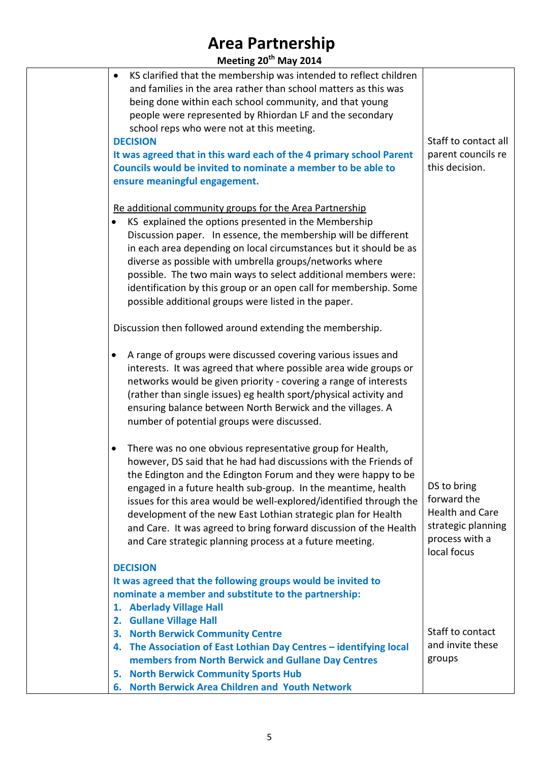# Area Partnership

**Meeting 20th May 2014**

| | | |
|---|---|---|
| | • KS clarified that the membership was intended to reflect children and families in the area rather than school matters as this was being done within each school community, and that young people were represented by Rhiordan LF and the secondary school reps who were not at this meeting.<br>**DECISION**<br>**It was agreed that in this ward each of the 4 primary school Parent Councils would be invited to nominate a member to be able to ensure meaningful engagement.**<br><br><u>Re additional community groups for the Area Partnership</u><br>• KS explained the options presented in the Membership Discussion paper. In essence, the membership will be different in each area depending on local circumstances but it should be as diverse as possible with umbrella groups/networks where possible. The two main ways to select additional members were: identification by this group or an open call for membership. Some possible additional groups were listed in the paper.<br><br>Discussion then followed around extending the membership.<br><br>• A range of groups were discussed covering various issues and interests. It was agreed that where possible area wide groups or networks would be given priority - covering a range of interests (rather than single issues) eg health sport/physical activity and ensuring balance between North Berwick and the villages. A number of potential groups were discussed.<br><br>• There was no one obvious representative group for Health, however, DS said that he had had discussions with the Friends of the Edington and the Edington Forum and they were happy to be engaged in a future health sub-group. In the meantime, health issues for this area would be well-explored/identified through the development of the new East Lothian strategic plan for Health and Care. It was agreed to bring forward discussion of the Health and Care strategic planning process at a future meeting.<br><br>**DECISION**<br>**It was agreed that the following groups would be invited to nominate a member and substitute to the partnership:**<br>**1. Aberlady Village Hall**<br>**2. Gullane Village Hall**<br>**3. North Berwick Community Centre**<br>**4. The Association of East Lothian Day Centres – identifying local members from North Berwick and Gullane Day Centres**<br>**5. North Berwick Community Sports Hub**<br>**6. North Berwick Area Children and Youth Network** | Staff to contact all parent councils re this decision.<br><br>DS to bring forward the Health and Care strategic planning process with a local focus<br><br>Staff to contact and invite these groups |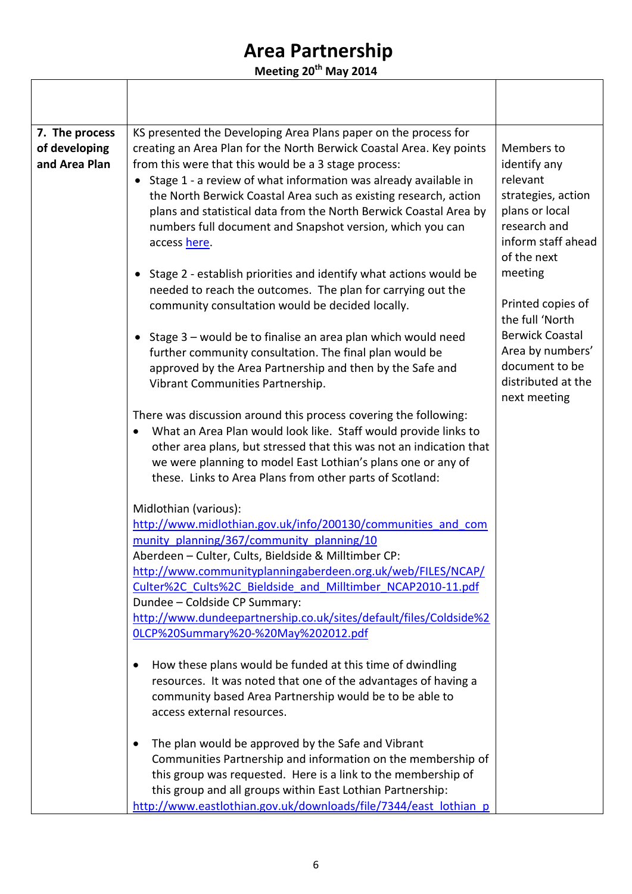# Area Partnership

**Meeting 20th May 2014**

| | | |
|---|---|---|
| | | |
| **7. The process of developing and Area Plan** | KS presented the Developing Area Plans paper on the process for creating an Area Plan for the North Berwick Coastal Area. Key points from this were that this would be a 3 stage process:<br>• Stage 1 - a review of what information was already available in the North Berwick Coastal Area such as existing research, action plans and statistical data from the North Berwick Coastal Area by numbers full document and Snapshot version, which you can access here.<br><br>• Stage 2 - establish priorities and identify what actions would be needed to reach the outcomes. The plan for carrying out the community consultation would be decided locally.<br><br>• Stage 3 – would be to finalise an area plan which would need further community consultation. The final plan would be approved by the Area Partnership and then by the Safe and Vibrant Communities Partnership.<br><br>There was discussion around this process covering the following:<br>• What an Area Plan would look like. Staff would provide links to other area plans, but stressed that this was not an indication that we were planning to model East Lothian's plans one or any of these. Links to Area Plans from other parts of Scotland:<br><br>Midlothian (various):<br>http://www.midlothian.gov.uk/info/200130/communities_and_community_planning/367/community_planning/10<br>Aberdeen – Culter, Cults, Bieldside & Milltimber CP:<br>http://www.communityplanningaberdeen.org.uk/web/FILES/NCAP/Culter%2C_Cults%2C_Bieldside_and_Milltimber_NCAP2010-11.pdf<br>Dundee – Coldside CP Summary:<br>http://www.dundeepartnership.co.uk/sites/default/files/Coldside%20LCP%20Summary%20-%20May%202012.pdf<br><br>• How these plans would be funded at this time of dwindling resources. It was noted that one of the advantages of having a community based Area Partnership would be to be able to access external resources.<br><br>• The plan would be approved by the Safe and Vibrant Communities Partnership and information on the membership of this group was requested. Here is a link to the membership of this group and all groups within East Lothian Partnership:<br>http://www.eastlothian.gov.uk/downloads/file/7344/east_lothian_p | Members to identify any relevant strategies, action plans or local research and inform staff ahead of the next meeting<br><br>Printed copies of the full 'North Berwick Coastal Area by numbers' document to be distributed at the next meeting |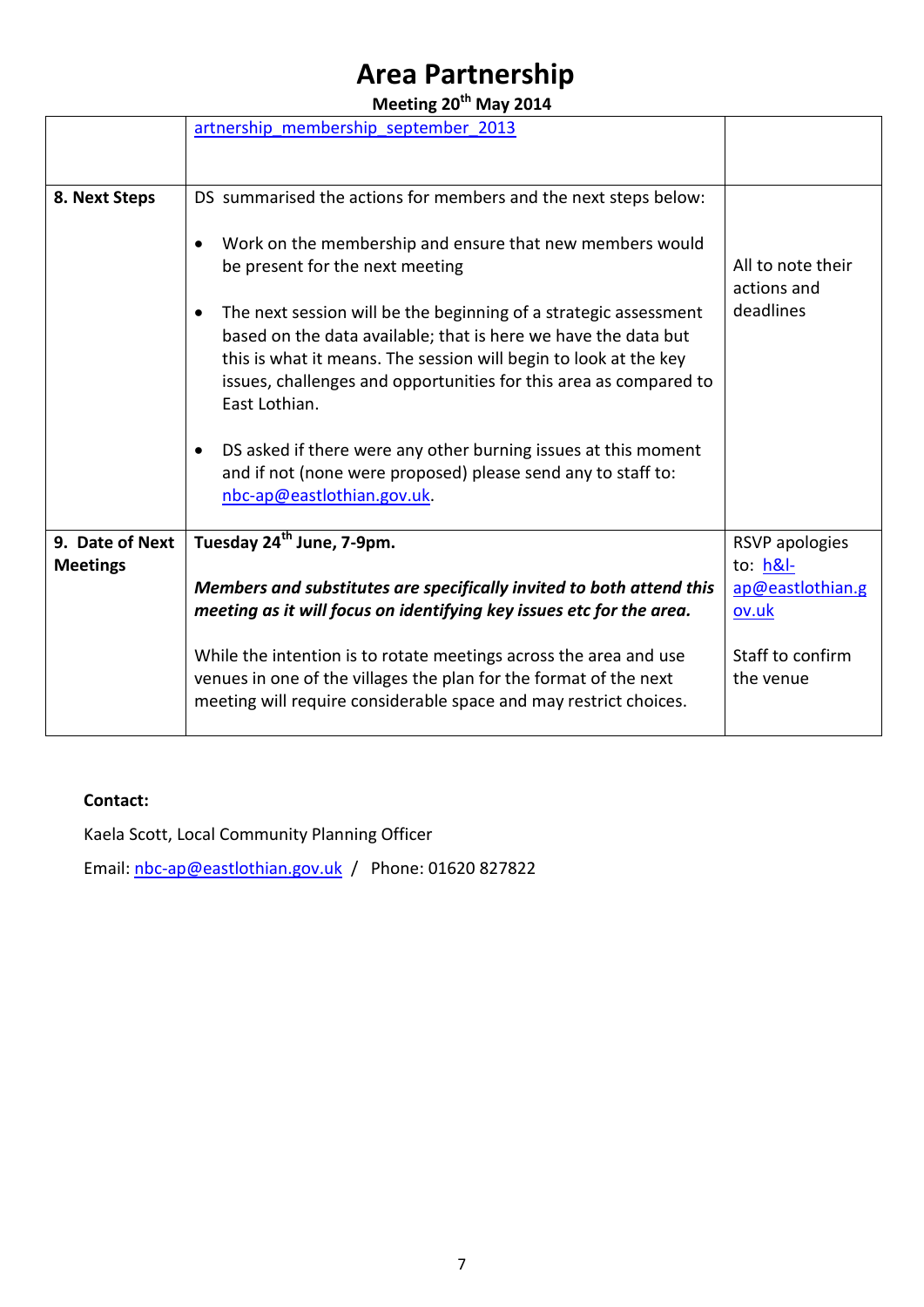# Area Partnership

**Meeting 20th May 2014**

| | | |
|---|---|---|
| | artnership_membership_september_2013 | |
| **8. Next Steps** | DS summarised the actions for members and the next steps below:<br><br>• Work on the membership and ensure that new members would be present for the next meeting<br><br>• The next session will be the beginning of a strategic assessment based on the data available; that is here we have the data but this is what it means. The session will begin to look at the key issues, challenges and opportunities for this area as compared to East Lothian.<br><br>• DS asked if there were any other burning issues at this moment and if not (none were proposed) please send any to staff to: nbc-ap@eastlothian.gov.uk. | All to note their actions and deadlines |
| **9. Date of Next Meetings** | **Tuesday 24th June, 7-9pm.**<br><br>***Members and substitutes are specifically invited to both attend this meeting as it will focus on identifying key issues etc for the area.***<br><br>While the intention is to rotate meetings across the area and use venues in one of the villages the plan for the format of the next meeting will require considerable space and may restrict choices. | RSVP apologies to: h&l-ap@eastlothian.gov.uk<br><br>Staff to confirm the venue |

**Contact:**

Kaela Scott, Local Community Planning Officer

Email: nbc-ap@eastlothian.gov.uk / Phone: 01620 827822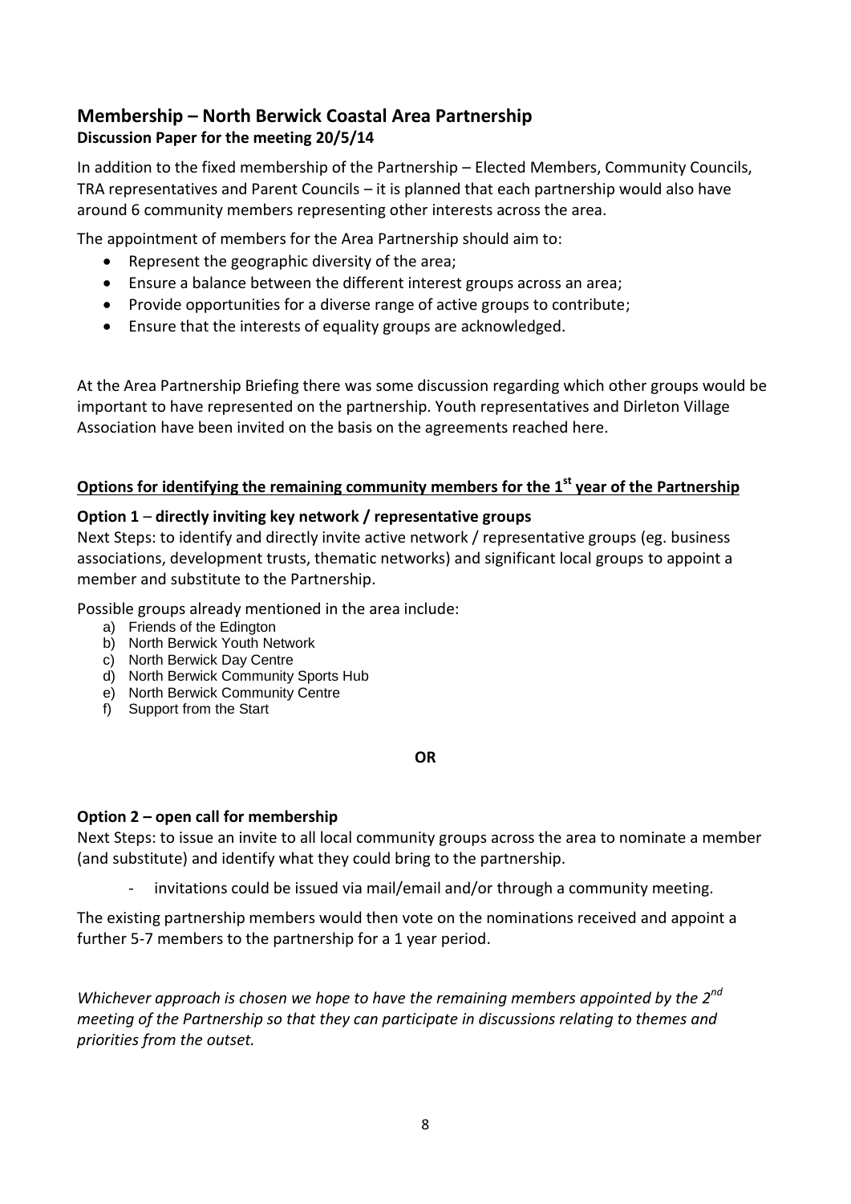## Membership – North Berwick Coastal Area Partnership

**Discussion Paper for the meeting 20/5/14**

In addition to the fixed membership of the Partnership – Elected Members, Community Councils, TRA representatives and Parent Councils – it is planned that each partnership would also have around 6 community members representing other interests across the area.

The appointment of members for the Area Partnership should aim to:

- Represent the geographic diversity of the area;
- Ensure a balance between the different interest groups across an area;
- Provide opportunities for a diverse range of active groups to contribute;
- Ensure that the interests of equality groups are acknowledged.

At the Area Partnership Briefing there was some discussion regarding which other groups would be important to have represented on the partnership. Youth representatives and Dirleton Village Association have been invited on the basis on the agreements reached here.

### Options for identifying the remaining community members for the 1st year of the Partnership

**Option 1 – directly inviting key network / representative groups**

Next Steps: to identify and directly invite active network / representative groups (eg. business associations, development trusts, thematic networks) and significant local groups to appoint a member and substitute to the Partnership.

Possible groups already mentioned in the area include:

a) Friends of the Edington
b) North Berwick Youth Network
c) North Berwick Day Centre
d) North Berwick Community Sports Hub
e) North Berwick Community Centre
f) Support from the Start

**OR**

**Option 2 – open call for membership**

Next Steps: to issue an invite to all local community groups across the area to nominate a member (and substitute) and identify what they could bring to the partnership.

- invitations could be issued via mail/email and/or through a community meeting.

The existing partnership members would then vote on the nominations received and appoint a further 5-7 members to the partnership for a 1 year period.

*Whichever approach is chosen we hope to have the remaining members appointed by the 2nd meeting of the Partnership so that they can participate in discussions relating to themes and priorities from the outset.*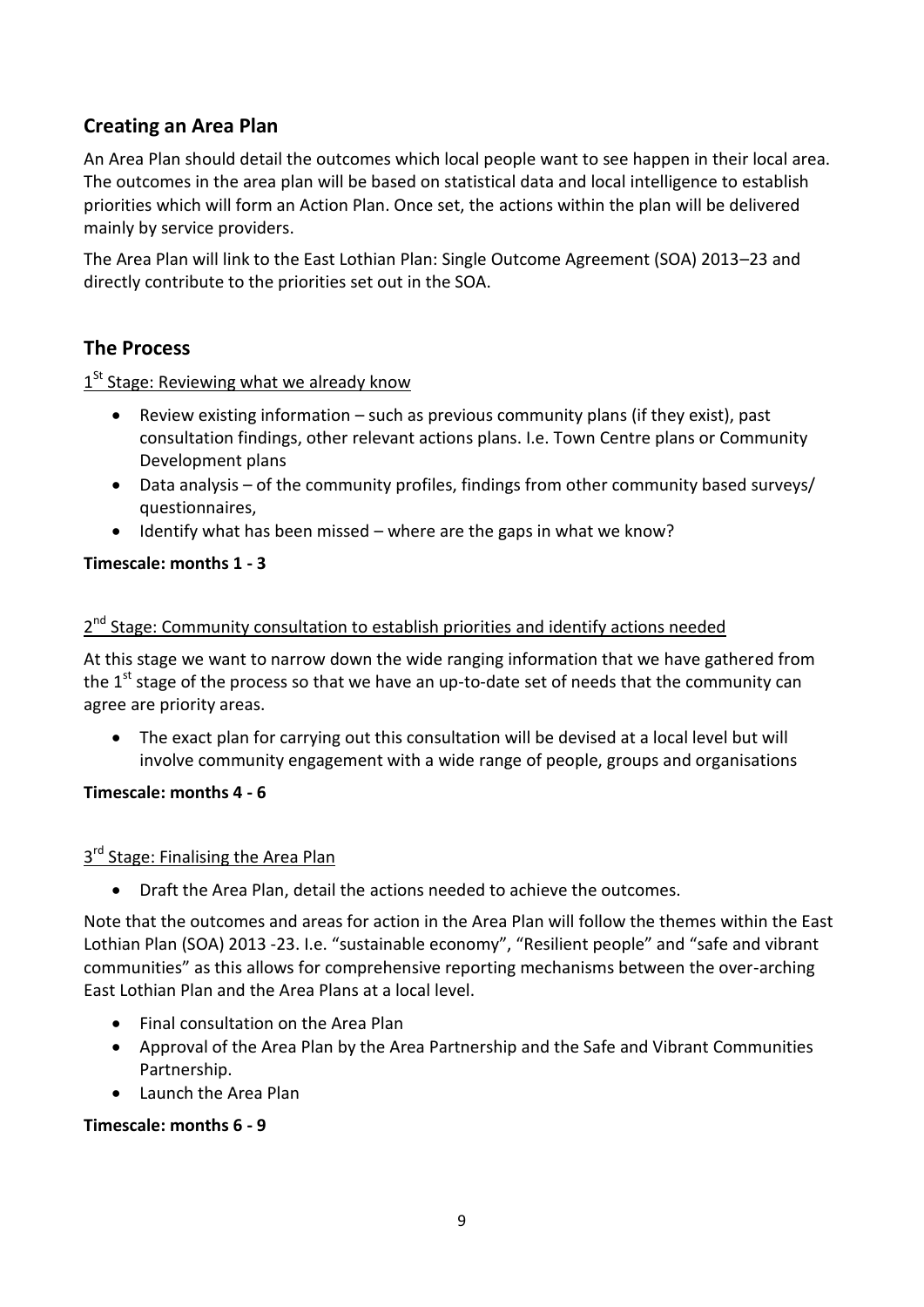## Creating an Area Plan

An Area Plan should detail the outcomes which local people want to see happen in their local area. The outcomes in the area plan will be based on statistical data and local intelligence to establish priorities which will form an Action Plan. Once set, the actions within the plan will be delivered mainly by service providers.

The Area Plan will link to the East Lothian Plan: Single Outcome Agreement (SOA) 2013–23 and directly contribute to the priorities set out in the SOA.

## The Process

<u>1St Stage: Reviewing what we already know</u>

- Review existing information – such as previous community plans (if they exist), past consultation findings, other relevant actions plans. I.e. Town Centre plans or Community Development plans
- Data analysis – of the community profiles, findings from other community based surveys/ questionnaires,
- Identify what has been missed – where are the gaps in what we know?

**Timescale: months 1 - 3**

<u>2nd Stage: Community consultation to establish priorities and identify actions needed</u>

At this stage we want to narrow down the wide ranging information that we have gathered from the 1st stage of the process so that we have an up-to-date set of needs that the community can agree are priority areas.

- The exact plan for carrying out this consultation will be devised at a local level but will involve community engagement with a wide range of people, groups and organisations

**Timescale: months 4 - 6**

<u>3rd Stage: Finalising the Area Plan</u>

- Draft the Area Plan, detail the actions needed to achieve the outcomes.

Note that the outcomes and areas for action in the Area Plan will follow the themes within the East Lothian Plan (SOA) 2013 -23. I.e. "sustainable economy", "Resilient people" and "safe and vibrant communities" as this allows for comprehensive reporting mechanisms between the over-arching East Lothian Plan and the Area Plans at a local level.

- Final consultation on the Area Plan
- Approval of the Area Plan by the Area Partnership and the Safe and Vibrant Communities Partnership.
- Launch the Area Plan

**Timescale: months 6 - 9**